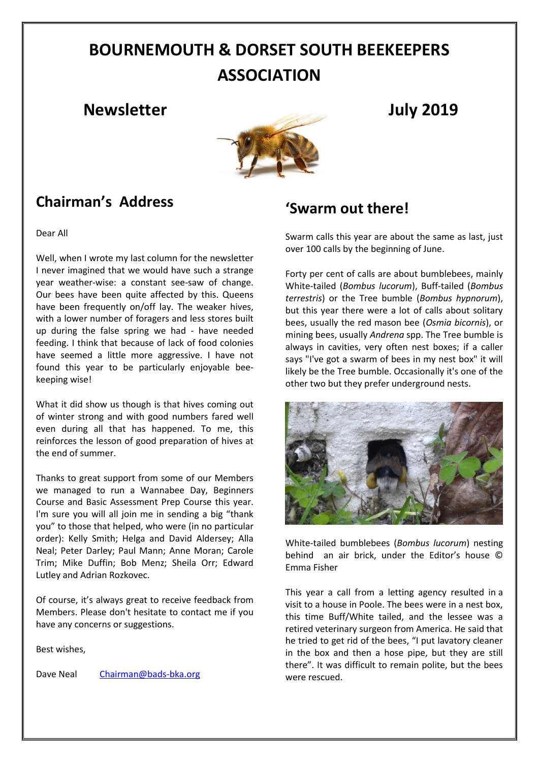# BOURNEMOUTH & DORSET SOUTH BEEKEEPERS ASSOCIATION

## Newsletter July 2019

## Chairman's Address

Dear All

Well, when I wrote my last column for the newsletter I never imagined that we would have such a strange year weather-wise: a constant see-saw of change. Our bees have been quite affected by this. Queens have been frequently on/off lay. The weaker hives, with a lower number of foragers and less stores built up during the false spring we had - have needed feeding. I think that because of lack of food colonies have seemed a little more aggressive. I have not found this year to be particularly enjoyable bee-keeping wise!

What it did show us though is that hives coming out of winter strong and with good numbers fared well even during all that has happened. To me, this reinforces the lesson of good preparation of hives at the end of summer.

Thanks to great support from some of our Members we managed to run a Wannabee Day, Beginners Course and Basic Assessment Prep Course this year. I'm sure you will all join me in sending a big "thank you" to those that helped, who were (in no particular order): Kelly Smith; Helga and David Aldersey; Alla Neal; Peter Darley; Paul Mann; Anne Moran; Carole Trim; Mike Duffin; Bob Menz; Sheila Orr; Edward Lutley and Adrian Rozkovec.

Of course, it's always great to receive feedback from Members. Please don't hesitate to contact me if you have any concerns or suggestions.

Best wishes,

Dave Neal Chairman@bads-bka.org

## 'Swarm out there!

Swarm calls this year are about the same as last, just over 100 calls by the beginning of June.

Forty per cent of calls are about bumblebees, mainly White-tailed (*Bombus lucorum*), Buff-tailed (*Bombus terrestris*) or the Tree bumble (*Bombus hypnorum*), but this year there were a lot of calls about solitary bees, usually the red mason bee (*Osmia bicornis*), or mining bees, usually *Andrena* spp. The Tree bumble is always in cavities, very often nest boxes; if a caller says "I've got a swarm of bees in my nest box" it will likely be the Tree bumble. Occasionally it's one of the other two but they prefer underground nests.

White-tailed bumblebees (*Bombus lucorum*) nesting behind an air brick, under the Editor's house © Emma Fisher

This year a call from a letting agency resulted in a visit to a house in Poole. The bees were in a nest box, this time Buff/White tailed, and the lessee was a retired veterinary surgeon from America. He said that he tried to get rid of the bees, "I put lavatory cleaner in the box and then a hose pipe, but they are still there". It was difficult to remain polite, but the bees were rescued.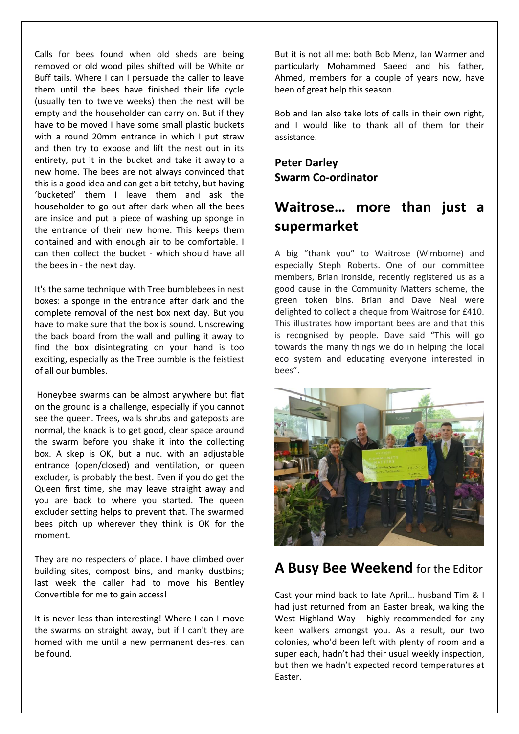Calls for bees found when old sheds are being removed or old wood piles shifted will be White or Buff tails. Where I can I persuade the caller to leave them until the bees have finished their life cycle (usually ten to twelve weeks) then the nest will be empty and the householder can carry on. But if they have to be moved I have some small plastic buckets with a round 20mm entrance in which I put straw and then try to expose and lift the nest out in its entirety, put it in the bucket and take it away to a new home. The bees are not always convinced that this is a good idea and can get a bit tetchy, but having 'bucketed' them I leave them and ask the householder to go out after dark when all the bees are inside and put a piece of washing up sponge in the entrance of their new home. This keeps them contained and with enough air to be comfortable. I can then collect the bucket - which should have all the bees in - the next day.

It's the same technique with Tree bumblebees in nest boxes: a sponge in the entrance after dark and the complete removal of the nest box next day. But you have to make sure that the box is sound. Unscrewing the back board from the wall and pulling it away to find the box disintegrating on your hand is too exciting, especially as the Tree bumble is the feistiest of all our bumbles.

Honeybee swarms can be almost anywhere but flat on the ground is a challenge, especially if you cannot see the queen. Trees, walls shrubs and gateposts are normal, the knack is to get good, clear space around the swarm before you shake it into the collecting box. A skep is OK, but a nuc. with an adjustable entrance (open/closed) and ventilation, or queen excluder, is probably the best. Even if you do get the Queen first time, she may leave straight away and you are back to where you started. The queen excluder setting helps to prevent that. The swarmed bees pitch up wherever they think is OK for the moment.

They are no respecters of place. I have climbed over building sites, compost bins, and manky dustbins; last week the caller had to move his Bentley Convertible for me to gain access!

It is never less than interesting! Where I can I move the swarms on straight away, but if I can't they are homed with me until a new permanent des-res. can be found.

But it is not all me: both Bob Menz, Ian Warmer and particularly Mohammed Saeed and his father, Ahmed, members for a couple of years now, have been of great help this season.

Bob and Ian also take lots of calls in their own right, and I would like to thank all of them for their assistance.

**Peter Darley**
**Swarm Co-ordinator**

## Waitrose… more than just a supermarket

A big "thank you" to Waitrose (Wimborne) and especially Steph Roberts. One of our committee members, Brian Ironside, recently registered us as a good cause in the Community Matters scheme, the green token bins. Brian and Dave Neal were delighted to collect a cheque from Waitrose for £410. This illustrates how important bees are and that this is recognised by people. Dave said "This will go towards the many things we do in helping the local eco system and educating everyone interested in bees".

## A Busy Bee Weekend for the Editor

Cast your mind back to late April… husband Tim & I had just returned from an Easter break, walking the West Highland Way - highly recommended for any keen walkers amongst you. As a result, our two colonies, who'd been left with plenty of room and a super each, hadn't had their usual weekly inspection, but then we hadn't expected record temperatures at Easter.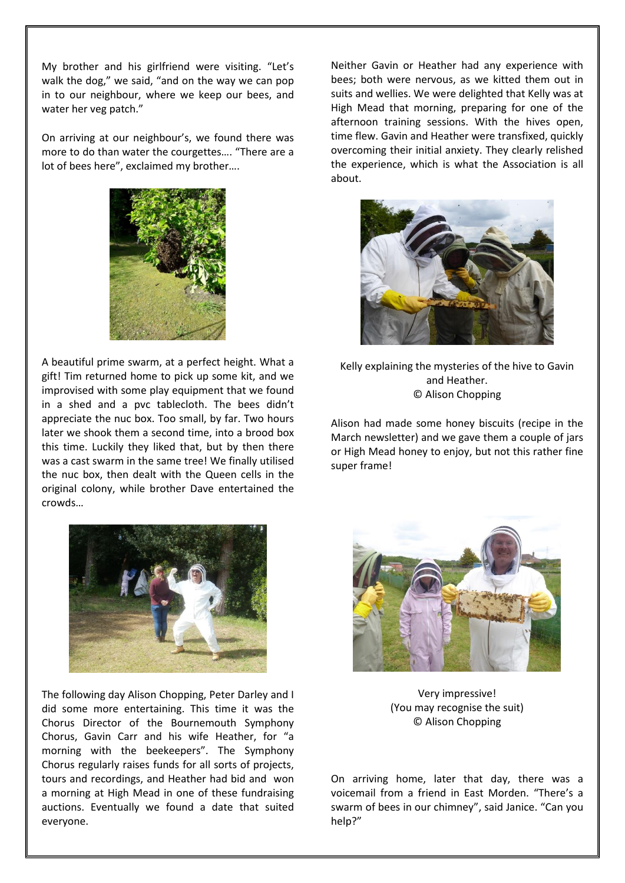My brother and his girlfriend were visiting. "Let's walk the dog," we said, "and on the way we can pop in to our neighbour, where we keep our bees, and water her veg patch."

On arriving at our neighbour's, we found there was more to do than water the courgettes…. "There are a lot of bees here", exclaimed my brother….

A beautiful prime swarm, at a perfect height. What a gift! Tim returned home to pick up some kit, and we improvised with some play equipment that we found in a shed and a pvc tablecloth. The bees didn't appreciate the nuc box. Too small, by far. Two hours later we shook them a second time, into a brood box this time. Luckily they liked that, but by then there was a cast swarm in the same tree! We finally utilised the nuc box, then dealt with the Queen cells in the original colony, while brother Dave entertained the crowds…

The following day Alison Chopping, Peter Darley and I did some more entertaining. This time it was the Chorus Director of the Bournemouth Symphony Chorus, Gavin Carr and his wife Heather, for "a morning with the beekeepers". The Symphony Chorus regularly raises funds for all sorts of projects, tours and recordings, and Heather had bid and won a morning at High Mead in one of these fundraising auctions. Eventually we found a date that suited everyone.

Neither Gavin or Heather had any experience with bees; both were nervous, as we kitted them out in suits and wellies. We were delighted that Kelly was at High Mead that morning, preparing for one of the afternoon training sessions. With the hives open, time flew. Gavin and Heather were transfixed, quickly overcoming their initial anxiety. They clearly relished the experience, which is what the Association is all about.

Kelly explaining the mysteries of the hive to Gavin and Heather.
© Alison Chopping

Alison had made some honey biscuits (recipe in the March newsletter) and we gave them a couple of jars or High Mead honey to enjoy, but not this rather fine super frame!

Very impressive!
(You may recognise the suit)
© Alison Chopping

On arriving home, later that day, there was a voicemail from a friend in East Morden. "There's a swarm of bees in our chimney", said Janice. "Can you help?"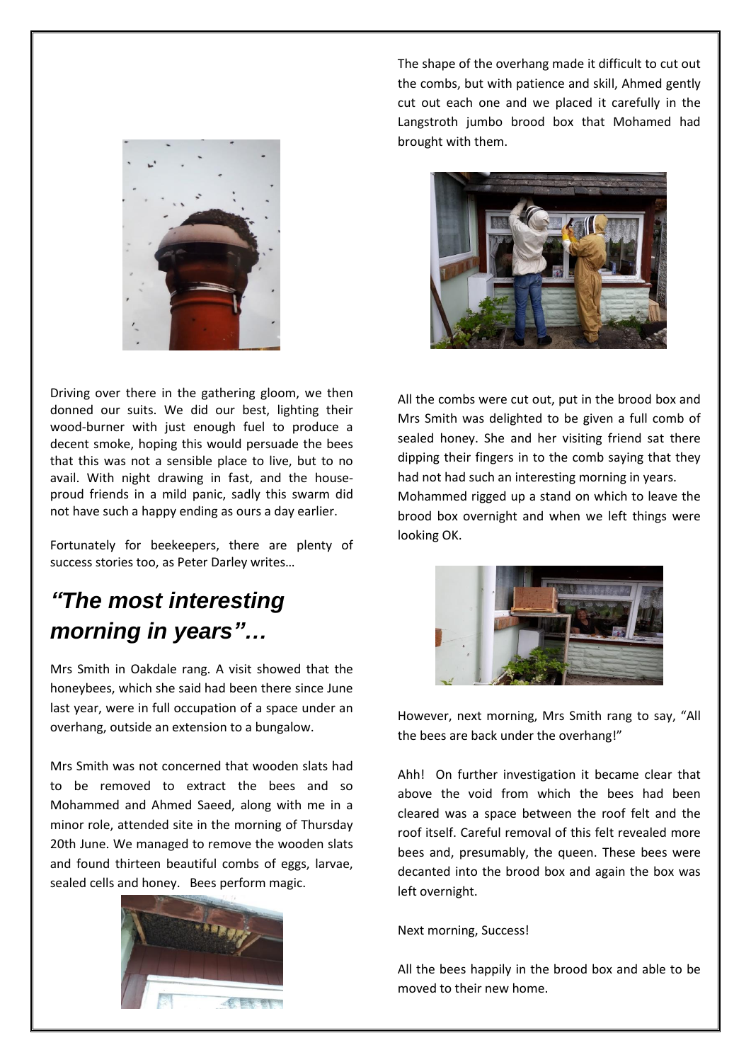Driving over there in the gathering gloom, we then donned our suits. We did our best, lighting their wood-burner with just enough fuel to produce a decent smoke, hoping this would persuade the bees that this was not a sensible place to live, but to no avail. With night drawing in fast, and the house-proud friends in a mild panic, sadly this swarm did not have such a happy ending as ours a day earlier.

Fortunately for beekeepers, there are plenty of success stories too, as Peter Darley writes…

## *"The most interesting morning in years"…*

Mrs Smith in Oakdale rang. A visit showed that the honeybees, which she said had been there since June last year, were in full occupation of a space under an overhang, outside an extension to a bungalow.

Mrs Smith was not concerned that wooden slats had to be removed to extract the bees and so Mohammed and Ahmed Saeed, along with me in a minor role, attended site in the morning of Thursday 20th June. We managed to remove the wooden slats and found thirteen beautiful combs of eggs, larvae, sealed cells and honey. Bees perform magic.

The shape of the overhang made it difficult to cut out the combs, but with patience and skill, Ahmed gently cut out each one and we placed it carefully in the Langstroth jumbo brood box that Mohamed had brought with them.

All the combs were cut out, put in the brood box and Mrs Smith was delighted to be given a full comb of sealed honey. She and her visiting friend sat there dipping their fingers in to the comb saying that they had not had such an interesting morning in years.
Mohammed rigged up a stand on which to leave the brood box overnight and when we left things were looking OK.

However, next morning, Mrs Smith rang to say, "All the bees are back under the overhang!"

Ahh! On further investigation it became clear that above the void from which the bees had been cleared was a space between the roof felt and the roof itself. Careful removal of this felt revealed more bees and, presumably, the queen. These bees were decanted into the brood box and again the box was left overnight.

Next morning, Success!

All the bees happily in the brood box and able to be moved to their new home.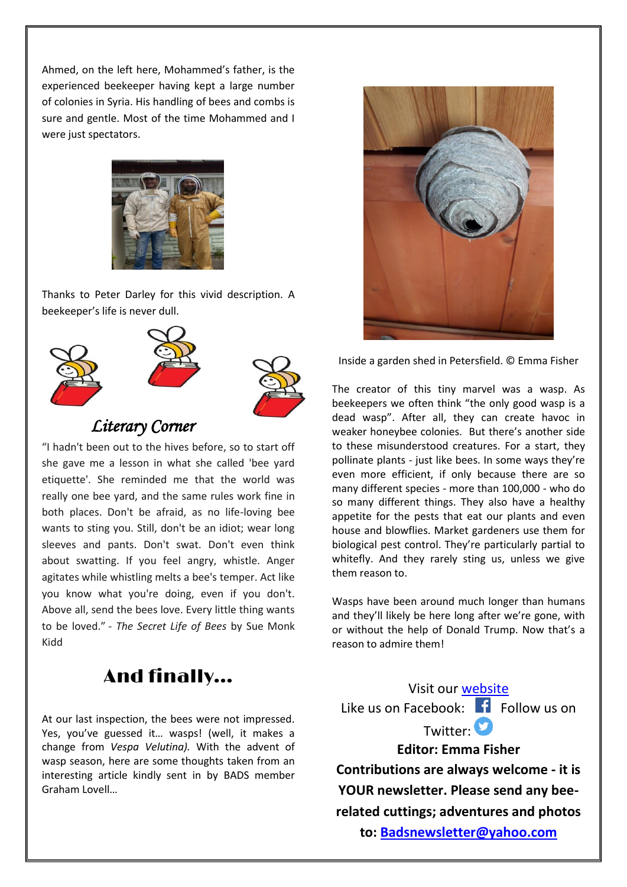Ahmed, on the left here, Mohammed's father, is the experienced beekeeper having kept a large number of colonies in Syria. His handling of bees and combs is sure and gentle. Most of the time Mohammed and I were just spectators.

Thanks to Peter Darley for this vivid description. A beekeeper's life is never dull.

## *Literary Corner*

"I hadn't been out to the hives before, so to start off she gave me a lesson in what she called 'bee yard etiquette'. She reminded me that the world was really one bee yard, and the same rules work fine in both places. Don't be afraid, as no life-loving bee wants to sting you. Still, don't be an idiot; wear long sleeves and pants. Don't swat. Don't even think about swatting. If you feel angry, whistle. Anger agitates while whistling melts a bee's temper. Act like you know what you're doing, even if you don't. Above all, send the bees love. Every little thing wants to be loved." - *The Secret Life of Bees* by Sue Monk Kidd

## And finally…

At our last inspection, the bees were not impressed. Yes, you've guessed it… wasps! (well, it makes a change from *Vespa Velutina).* With the advent of wasp season, here are some thoughts taken from an interesting article kindly sent in by BADS member Graham Lovell…

Inside a garden shed in Petersfield. © Emma Fisher

The creator of this tiny marvel was a wasp. As beekeepers we often think "the only good wasp is a dead wasp". After all, they can create havoc in weaker honeybee colonies. But there's another side to these misunderstood creatures. For a start, they pollinate plants - just like bees. In some ways they're even more efficient, if only because there are so many different species - more than 100,000 - who do so many different things. They also have a healthy appetite for the pests that eat our plants and even house and blowflies. Market gardeners use them for biological pest control. They're particularly partial to whitefly. And they rarely sting us, unless we give them reason to.

Wasps have been around much longer than humans and they'll likely be here long after we're gone, with or without the help of Donald Trump. Now that's a reason to admire them!

Visit our website

Like us on Facebook: Follow us on Twitter:

**Editor: Emma Fisher**

**Contributions are always welcome - it is YOUR newsletter. Please send any bee-related cuttings; adventures and photos to: Badsnewsletter@yahoo.com**